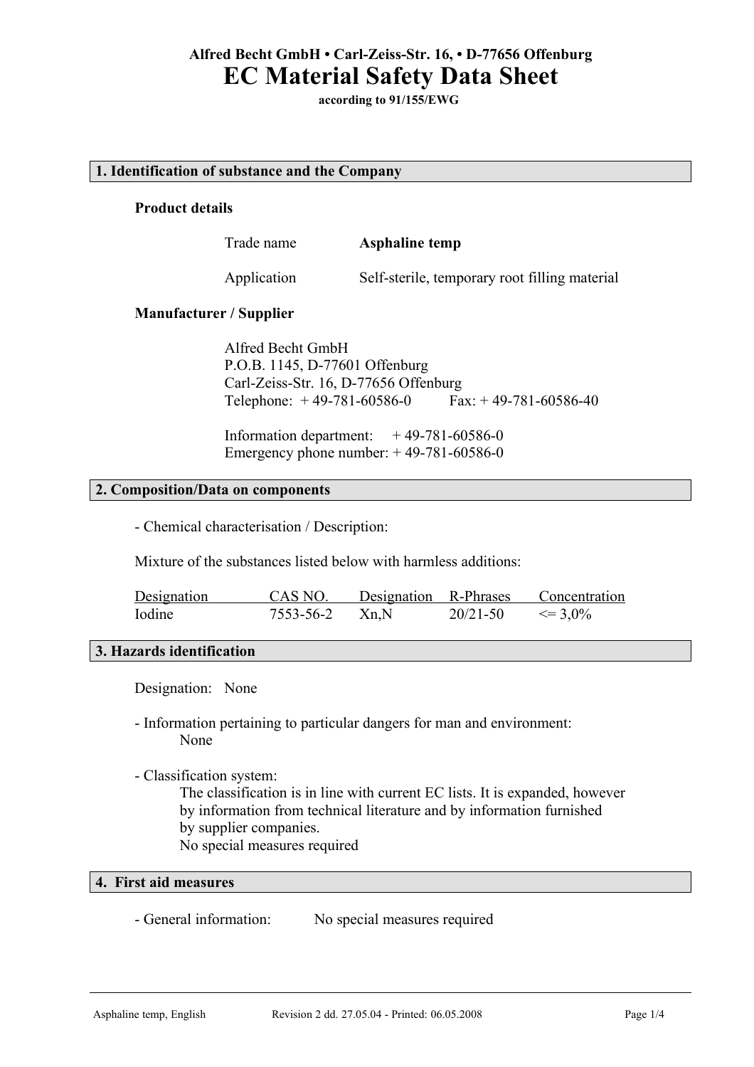**Alfred Becht GmbH • Carl-Zeiss-Str. 16, • D-77656 Offenburg**

# EC Material Safety Data Sheet

**according to 91/155/EWG**

## 1. Identification of substance and the Company

**Product details**

Trade name **Asphaline temp**

Application Self-sterile, temporary root filling material

**Manufacturer / Supplier**

Alfred Becht GmbH
P.O.B. 1145, D-77601 Offenburg
Carl-Zeiss-Str. 16, D-77656 Offenburg
Telephone: + 49-781-60586-0 Fax: + 49-781-60586-40

Information department: + 49-781-60586-0
Emergency phone number: + 49-781-60586-0

## 2. Composition/Data on components

- Chemical characterisation / Description:

Mixture of the substances listed below with harmless additions:

| Designation | CAS NO. | Designation | R-Phrases | Concentration |
|---|---|---|---|---|
| Iodine | 7553-56-2 | Xn,N | 20/21-50 | <= 3,0% |

## 3. Hazards identification

Designation: None

- Information pertaining to particular dangers for man and environment:
  None

- Classification system:
  The classification is in line with current EC lists. It is expanded, however by information from technical literature and by information furnished by supplier companies.
  No special measures required

## 4. First aid measures

- General information: No special measures required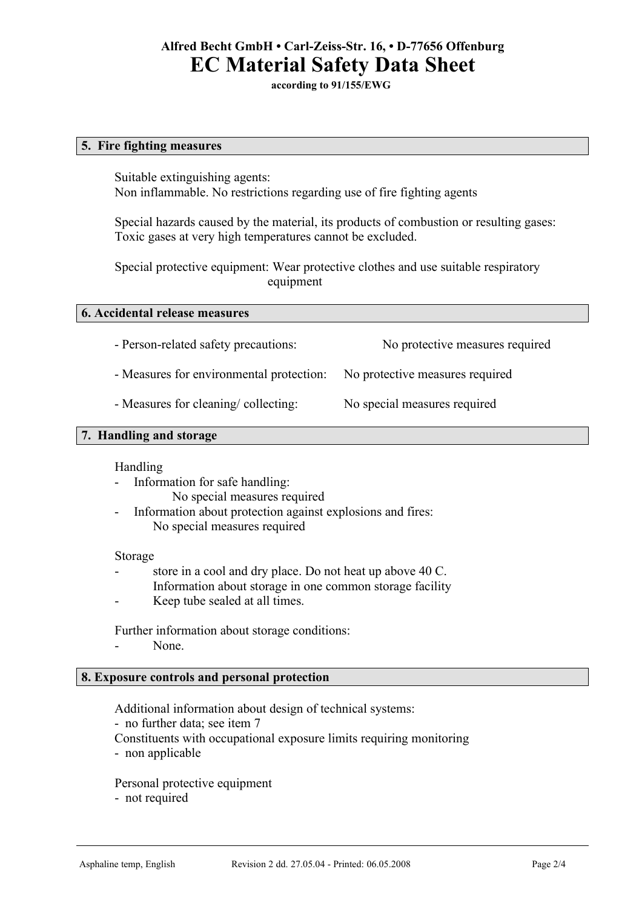## 5. Fire fighting measures

Suitable extinguishing agents:
Non inflammable. No restrictions regarding use of fire fighting agents

Special hazards caused by the material, its products of combustion or resulting gases:
Toxic gases at very high temperatures cannot be excluded.

Special protective equipment: Wear protective clothes and use suitable respiratory equipment

## 6. Accidental release measures

- Person-related safety precautions: No protective measures required
- Measures for environmental protection: No protective measures required
- Measures for cleaning/ collecting: No special measures required

## 7. Handling and storage

Handling

- Information for safe handling:
  No special measures required
- Information about protection against explosions and fires:
  No special measures required

Storage

- store in a cool and dry place. Do not heat up above 40 C.
  Information about storage in one common storage facility
- Keep tube sealed at all times.

Further information about storage conditions:

- None.

## 8. Exposure controls and personal protection

Additional information about design of technical systems:
- no further data; see item 7

Constituents with occupational exposure limits requiring monitoring
- non applicable

Personal protective equipment
- not required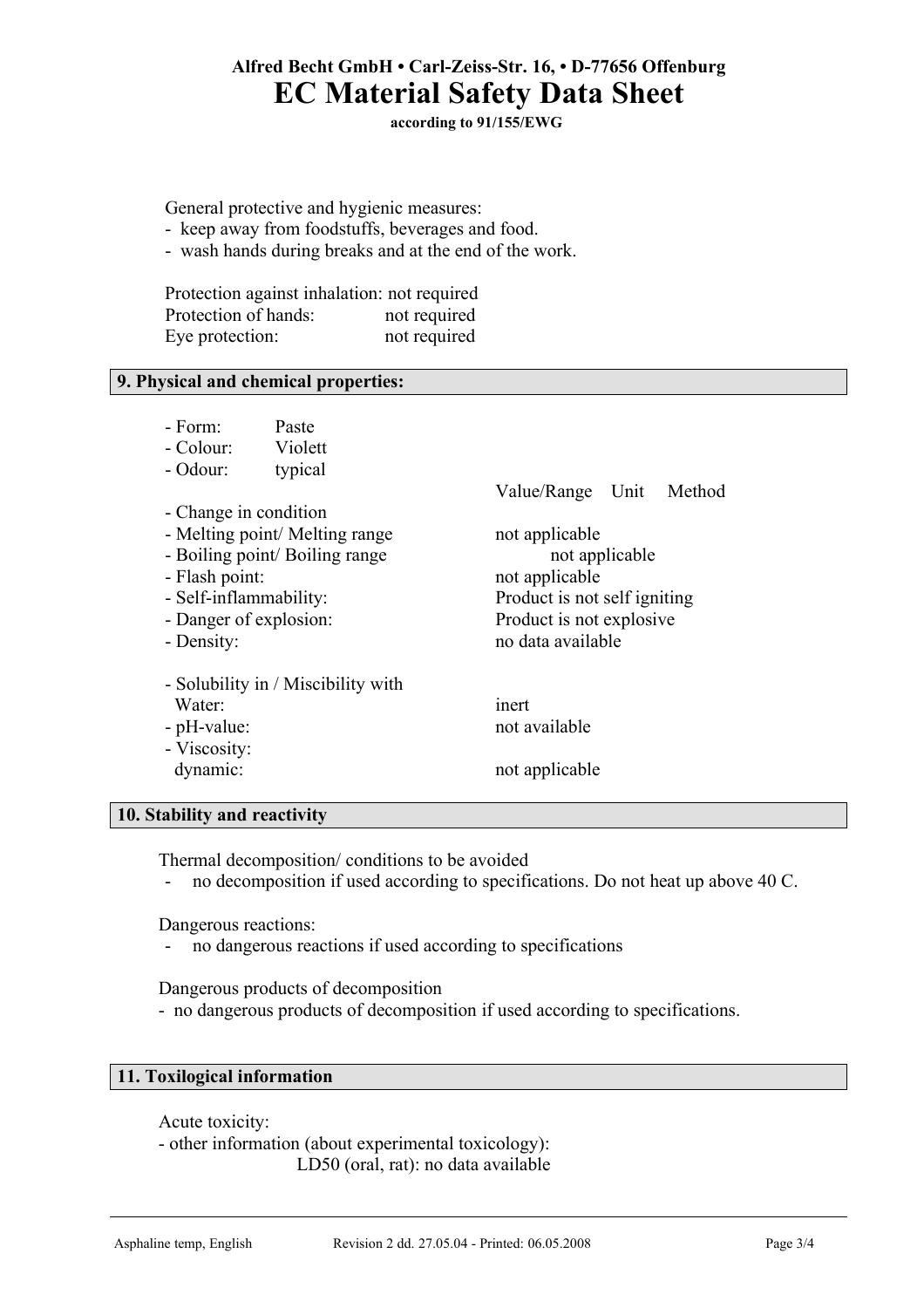General protective and hygienic measures:
- keep away from foodstuffs, beverages and food.
- wash hands during breaks and at the end of the work.

| | |
|---|---|
| Protection against inhalation: | not required |
| Protection of hands: | not required |
| Eye protection: | not required |

## 9. Physical and chemical properties:

- Form: Paste
- Colour: Violett
- Odour: typical

| | Value/Range Unit Method |
|---|---|
| - Change in condition | |
| - Melting point/ Melting range | not applicable |
| - Boiling point/ Boiling range | not applicable |
| - Flash point: | not applicable |
| - Self-inflammability: | Product is not self igniting |
| - Danger of explosion: | Product is not explosive |
| - Density: | no data available |
| - Solubility in / Miscibility with Water: | inert |
| - pH-value: | not available |
| - Viscosity: dynamic: | not applicable |

## 10. Stability and reactivity

Thermal decomposition/ conditions to be avoided
- no decomposition if used according to specifications. Do not heat up above 40 C.

Dangerous reactions:
- no dangerous reactions if used according to specifications

Dangerous products of decomposition
- no dangerous products of decomposition if used according to specifications.

## 11. Toxilogical information

Acute toxicity:
- other information (about experimental toxicology):
  LD50 (oral, rat): no data available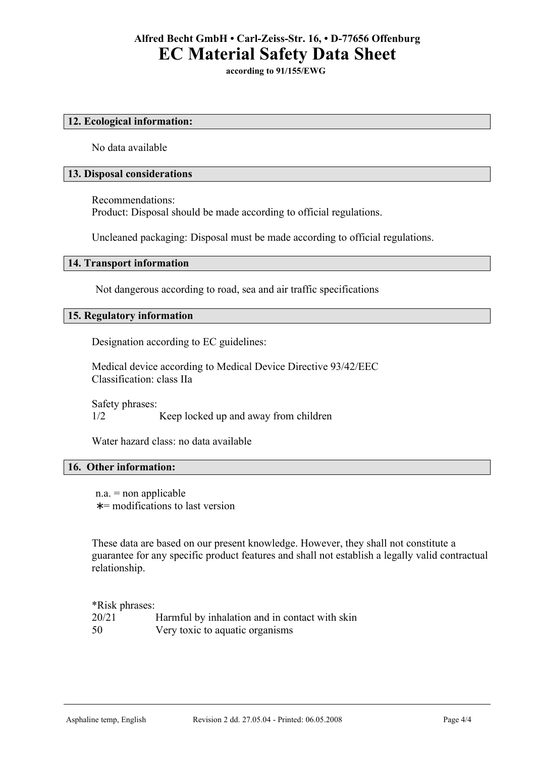## 12. Ecological information:

No data available

## 13. Disposal considerations

Recommendations:
Product: Disposal should be made according to official regulations.

Uncleaned packaging: Disposal must be made according to official regulations.

## 14. Transport information

Not dangerous according to road, sea and air traffic specifications

## 15. Regulatory information

Designation according to EC guidelines:

Medical device according to Medical Device Directive 93/42/EEC
Classification: class IIa

Safety phrases:
1/2 Keep locked up and away from children

Water hazard class: no data available

## 16. Other information:

n.a. = non applicable
∗= modifications to last version

These data are based on our present knowledge. However, they shall not constitute a guarantee for any specific product features and shall not establish a legally valid contractual relationship.

*Risk phrases:
20/21 Harmful by inhalation and in contact with skin
50 Very toxic to aquatic organisms